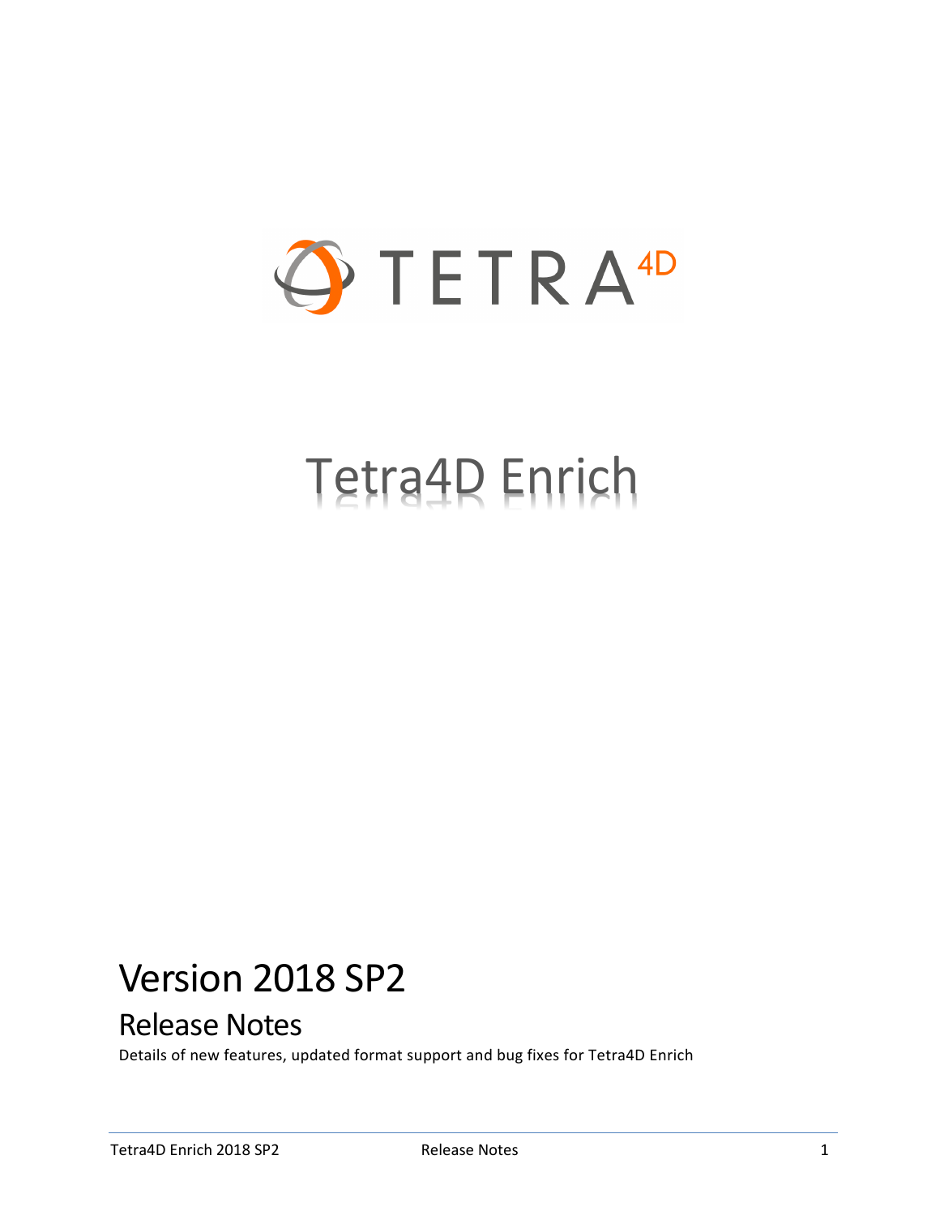TETRA 4D

# Tetra4D Enrich

# Version 2018 SP2

## Release Notes

Details of new features, updated format support and bug fixes for Tetra4D Enrich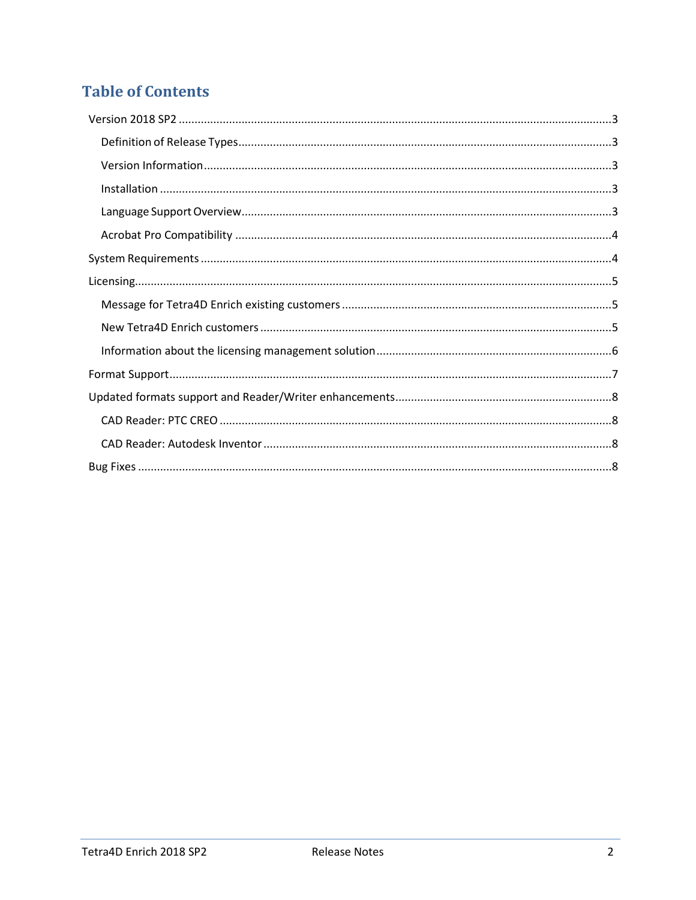# Table of Contents

- Version 2018 SP2 .......... 3
  - Definition of Release Types .......... 3
  - Version Information .......... 3
  - Installation .......... 3
  - Language Support Overview .......... 3
  - Acrobat Pro Compatibility .......... 4
- System Requirements .......... 4
- Licensing .......... 5
  - Message for Tetra4D Enrich existing customers .......... 5
  - New Tetra4D Enrich customers .......... 5
  - Information about the licensing management solution .......... 6
- Format Support .......... 7
- Updated formats support and Reader/Writer enhancements .......... 8
  - CAD Reader: PTC CREO .......... 8
  - CAD Reader: Autodesk Inventor .......... 8
- Bug Fixes .......... 8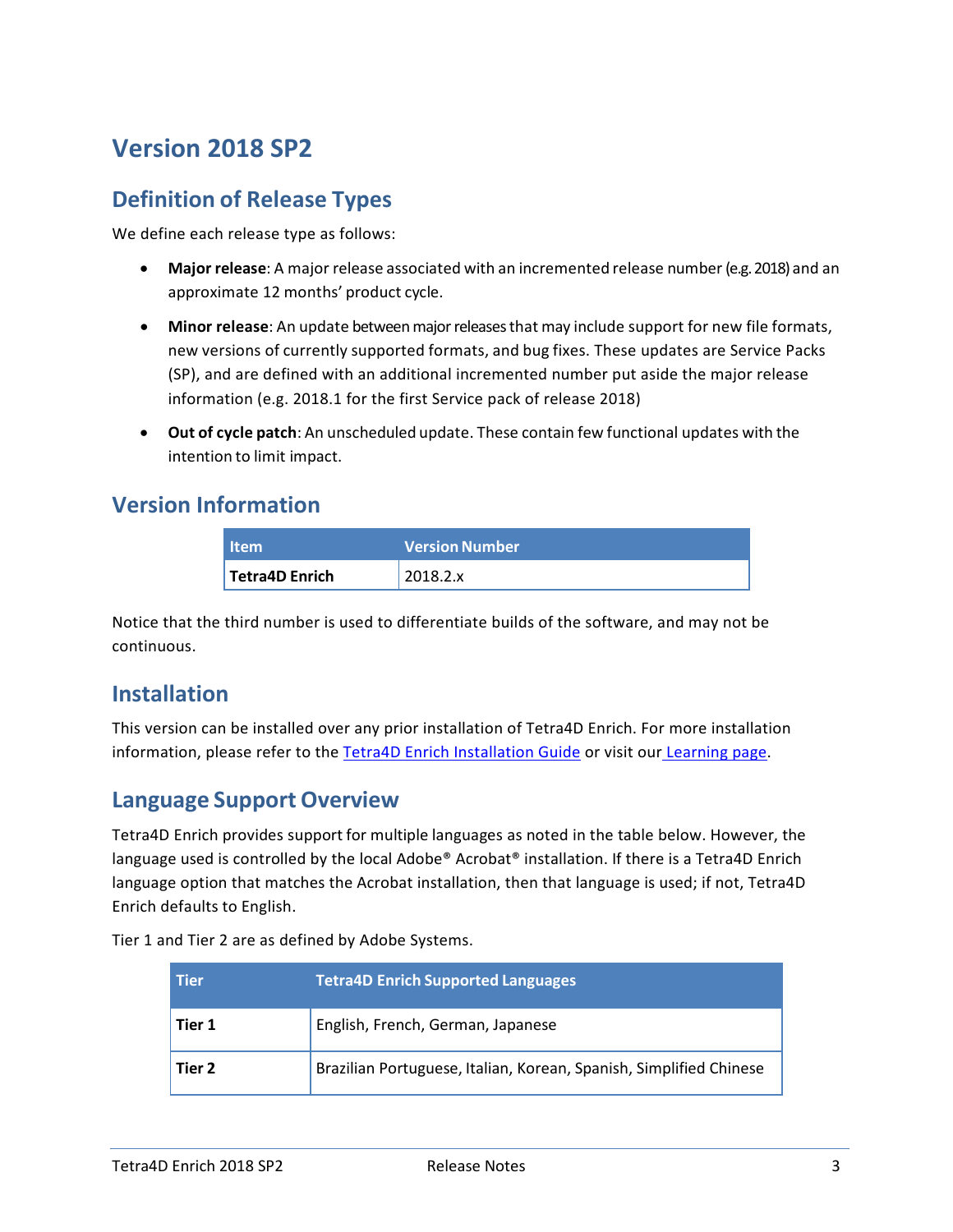# Version 2018 SP2

## Definition of Release Types

We define each release type as follows:

- **Major release**: A major release associated with an incremented release number (e.g. 2018) and an approximate 12 months' product cycle.
- **Minor release**: An update between major releases that may include support for new file formats, new versions of currently supported formats, and bug fixes. These updates are Service Packs (SP), and are defined with an additional incremented number put aside the major release information (e.g. 2018.1 for the first Service pack of release 2018)
- **Out of cycle patch**: An unscheduled update. These contain few functional updates with the intention to limit impact.

## Version Information

| Item | Version Number |
| --- | --- |
| **Tetra4D Enrich** | 2018.2.x |

Notice that the third number is used to differentiate builds of the software, and may not be continuous.

## Installation

This version can be installed over any prior installation of Tetra4D Enrich. For more installation information, please refer to the Tetra4D Enrich Installation Guide or visit our Learning page.

## Language Support Overview

Tetra4D Enrich provides support for multiple languages as noted in the table below. However, the language used is controlled by the local Adobe® Acrobat® installation. If there is a Tetra4D Enrich language option that matches the Acrobat installation, then that language is used; if not, Tetra4D Enrich defaults to English.

Tier 1 and Tier 2 are as defined by Adobe Systems.

| Tier | Tetra4D Enrich Supported Languages |
| --- | --- |
| **Tier 1** | English, French, German, Japanese |
| **Tier 2** | Brazilian Portuguese, Italian, Korean, Spanish, Simplified Chinese |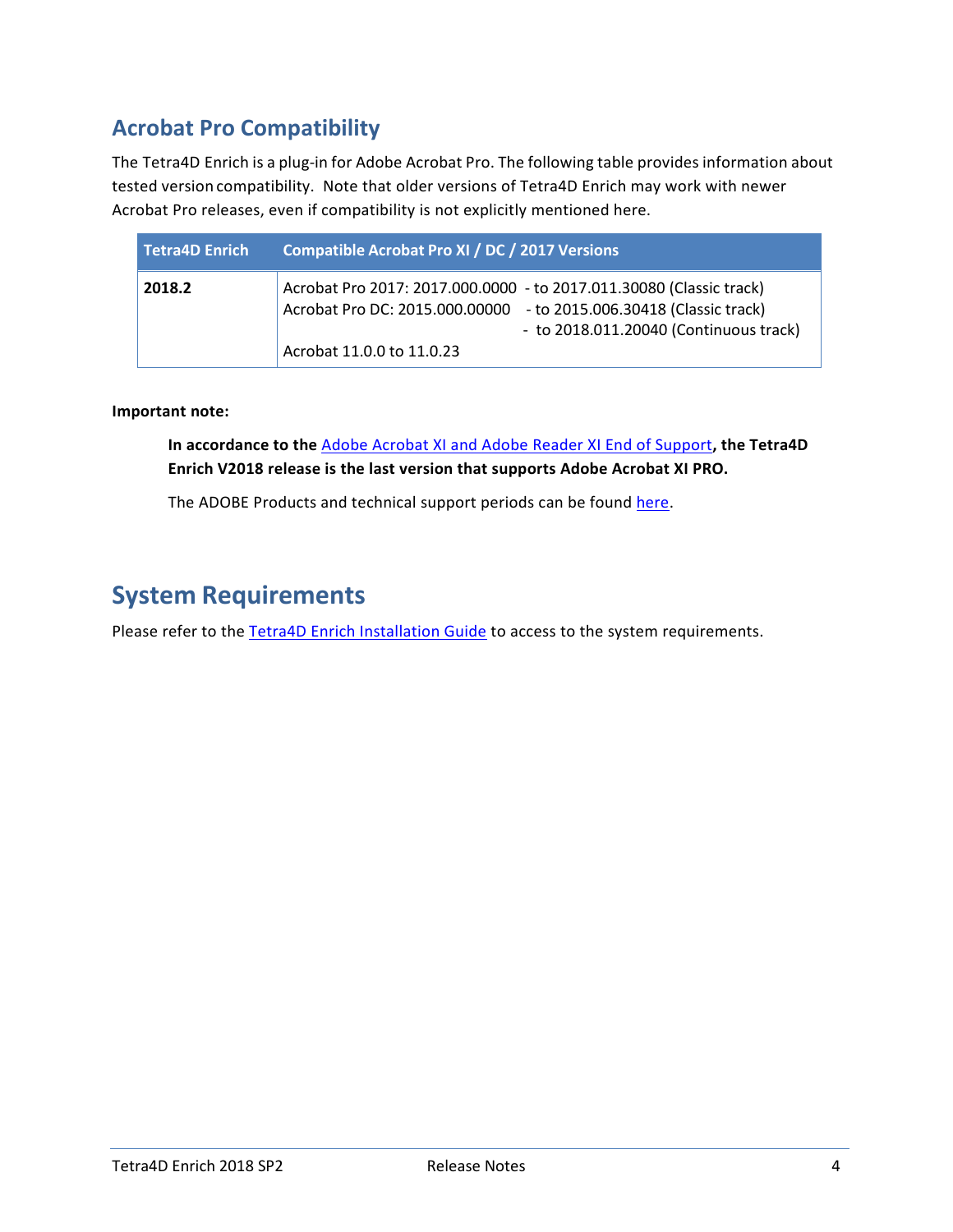## Acrobat Pro Compatibility

The Tetra4D Enrich is a plug-in for Adobe Acrobat Pro. The following table provides information about tested version compatibility. Note that older versions of Tetra4D Enrich may work with newer Acrobat Pro releases, even if compatibility is not explicitly mentioned here.

| Tetra4D Enrich | Compatible Acrobat Pro XI / DC / 2017 Versions |
|---|---|
| **2018.2** | Acrobat Pro 2017: 2017.000.0000 - to 2017.011.30080 (Classic track)<br>Acrobat Pro DC: 2015.000.00000 - to 2015.006.30418 (Classic track)<br>- to 2018.011.20040 (Continuous track)<br>Acrobat 11.0.0 to 11.0.23 |

**Important note:**

> **In accordance to the Adobe Acrobat XI and Adobe Reader XI End of Support, the Tetra4D Enrich V2018 release is the last version that supports Adobe Acrobat XI PRO.**
>
> The ADOBE Products and technical support periods can be found here.

# System Requirements

Please refer to the Tetra4D Enrich Installation Guide to access to the system requirements.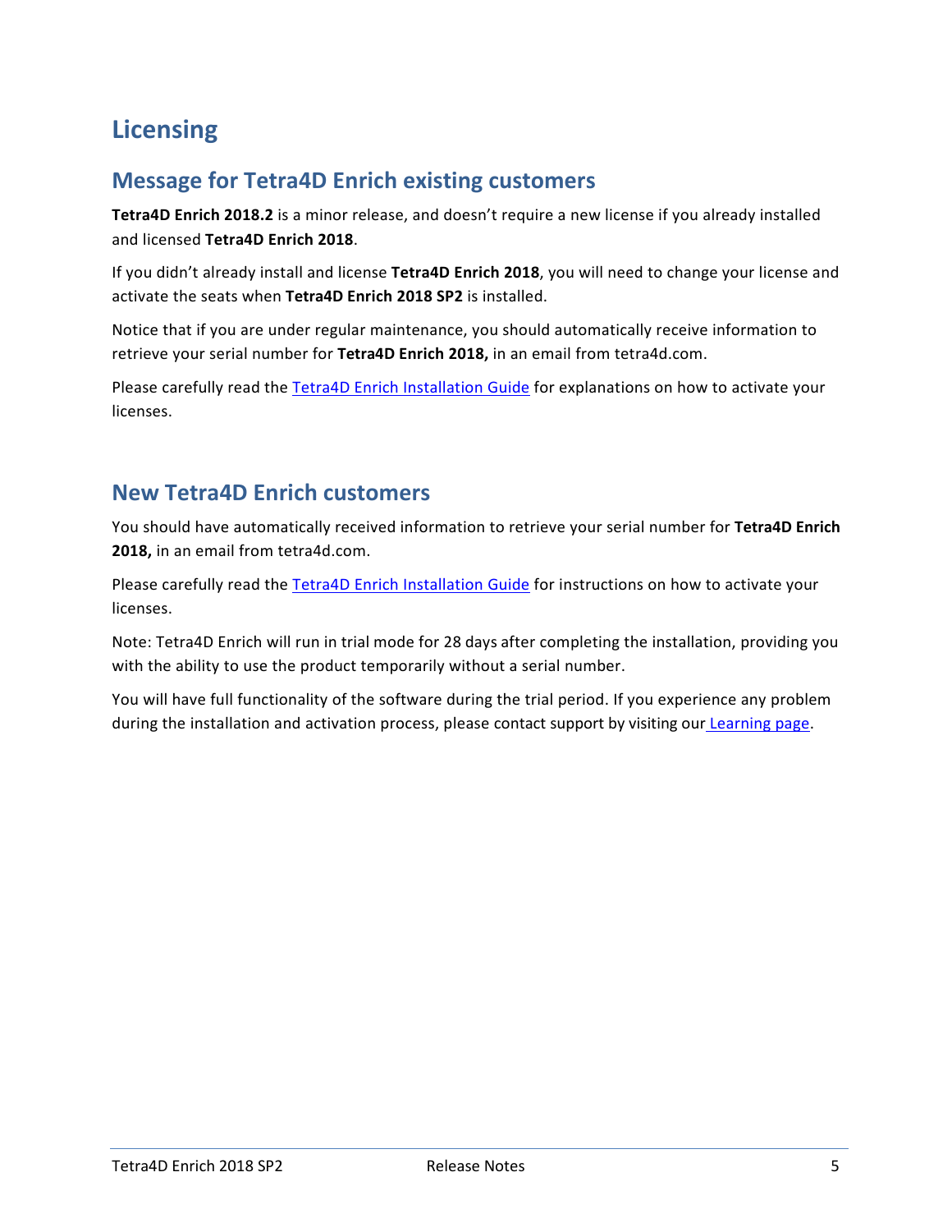# Licensing

## Message for Tetra4D Enrich existing customers

**Tetra4D Enrich 2018.2** is a minor release, and doesn't require a new license if you already installed and licensed **Tetra4D Enrich 2018**.

If you didn't already install and license **Tetra4D Enrich 2018**, you will need to change your license and activate the seats when **Tetra4D Enrich 2018 SP2** is installed.

Notice that if you are under regular maintenance, you should automatically receive information to retrieve your serial number for **Tetra4D Enrich 2018,** in an email from tetra4d.com.

Please carefully read the [Tetra4D Enrich Installation Guide]() for explanations on how to activate your licenses.

## New Tetra4D Enrich customers

You should have automatically received information to retrieve your serial number for **Tetra4D Enrich 2018,** in an email from tetra4d.com.

Please carefully read the [Tetra4D Enrich Installation Guide]() for instructions on how to activate your licenses.

Note: Tetra4D Enrich will run in trial mode for 28 days after completing the installation, providing you with the ability to use the product temporarily without a serial number.

You will have full functionality of the software during the trial period. If you experience any problem during the installation and activation process, please contact support by visiting our [Learning page]().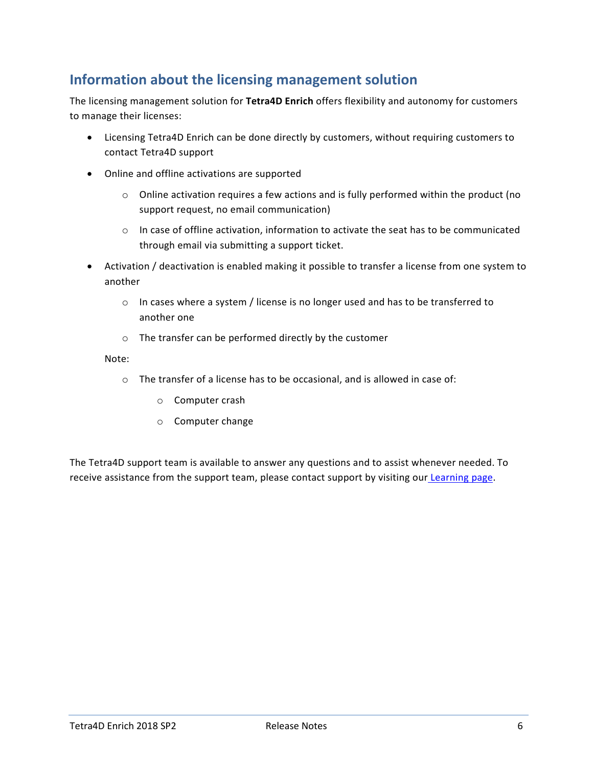## Information about the licensing management solution

The licensing management solution for **Tetra4D Enrich** offers flexibility and autonomy for customers to manage their licenses:

- Licensing Tetra4D Enrich can be done directly by customers, without requiring customers to contact Tetra4D support
- Online and offline activations are supported
  - Online activation requires a few actions and is fully performed within the product (no support request, no email communication)
  - In case of offline activation, information to activate the seat has to be communicated through email via submitting a support ticket.
- Activation / deactivation is enabled making it possible to transfer a license from one system to another
  - In cases where a system / license is no longer used and has to be transferred to another one
  - The transfer can be performed directly by the customer

  Note:

  - The transfer of a license has to be occasional, and is allowed in case of:
    - Computer crash
    - Computer change

The Tetra4D support team is available to answer any questions and to assist whenever needed. To receive assistance from the support team, please contact support by visiting our [Learning page](#).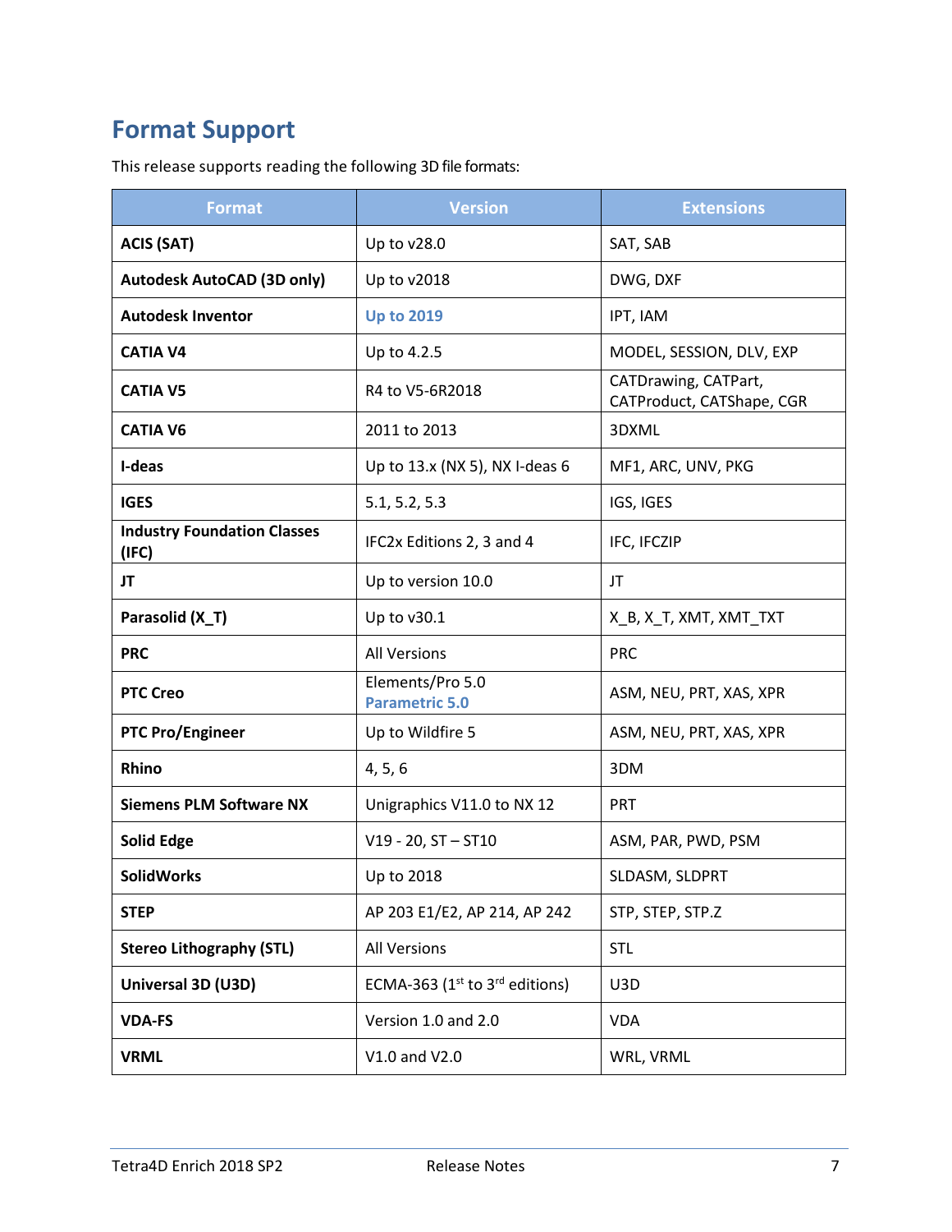## Format Support

This release supports reading the following 3D file formats:

| Format | Version | Extensions |
| --- | --- | --- |
| **ACIS (SAT)** | Up to v28.0 | SAT, SAB |
| **Autodesk AutoCAD (3D only)** | Up to v2018 | DWG, DXF |
| **Autodesk Inventor** | **Up to 2019** | IPT, IAM |
| **CATIA V4** | Up to 4.2.5 | MODEL, SESSION, DLV, EXP |
| **CATIA V5** | R4 to V5-6R2018 | CATDrawing, CATPart, CATProduct, CATShape, CGR |
| **CATIA V6** | 2011 to 2013 | 3DXML |
| **I-deas** | Up to 13.x (NX 5), NX I-deas 6 | MF1, ARC, UNV, PKG |
| **IGES** | 5.1, 5.2, 5.3 | IGS, IGES |
| **Industry Foundation Classes (IFC)** | IFC2x Editions 2, 3 and 4 | IFC, IFCZIP |
| **JT** | Up to version 10.0 | JT |
| **Parasolid (X_T)** | Up to v30.1 | X_B, X_T, XMT, XMT_TXT |
| **PRC** | All Versions | PRC |
| **PTC Creo** | Elements/Pro 5.0 **Parametric 5.0** | ASM, NEU, PRT, XAS, XPR |
| **PTC Pro/Engineer** | Up to Wildfire 5 | ASM, NEU, PRT, XAS, XPR |
| **Rhino** | 4, 5, 6 | 3DM |
| **Siemens PLM Software NX** | Unigraphics V11.0 to NX 12 | PRT |
| **Solid Edge** | V19 - 20, ST – ST10 | ASM, PAR, PWD, PSM |
| **SolidWorks** | Up to 2018 | SLDASM, SLDPRT |
| **STEP** | AP 203 E1/E2, AP 214, AP 242 | STP, STEP, STP.Z |
| **Stereo Lithography (STL)** | All Versions | STL |
| **Universal 3D (U3D)** | ECMA-363 (1st to 3rd editions) | U3D |
| **VDA-FS** | Version 1.0 and 2.0 | VDA |
| **VRML** | V1.0 and V2.0 | WRL, VRML |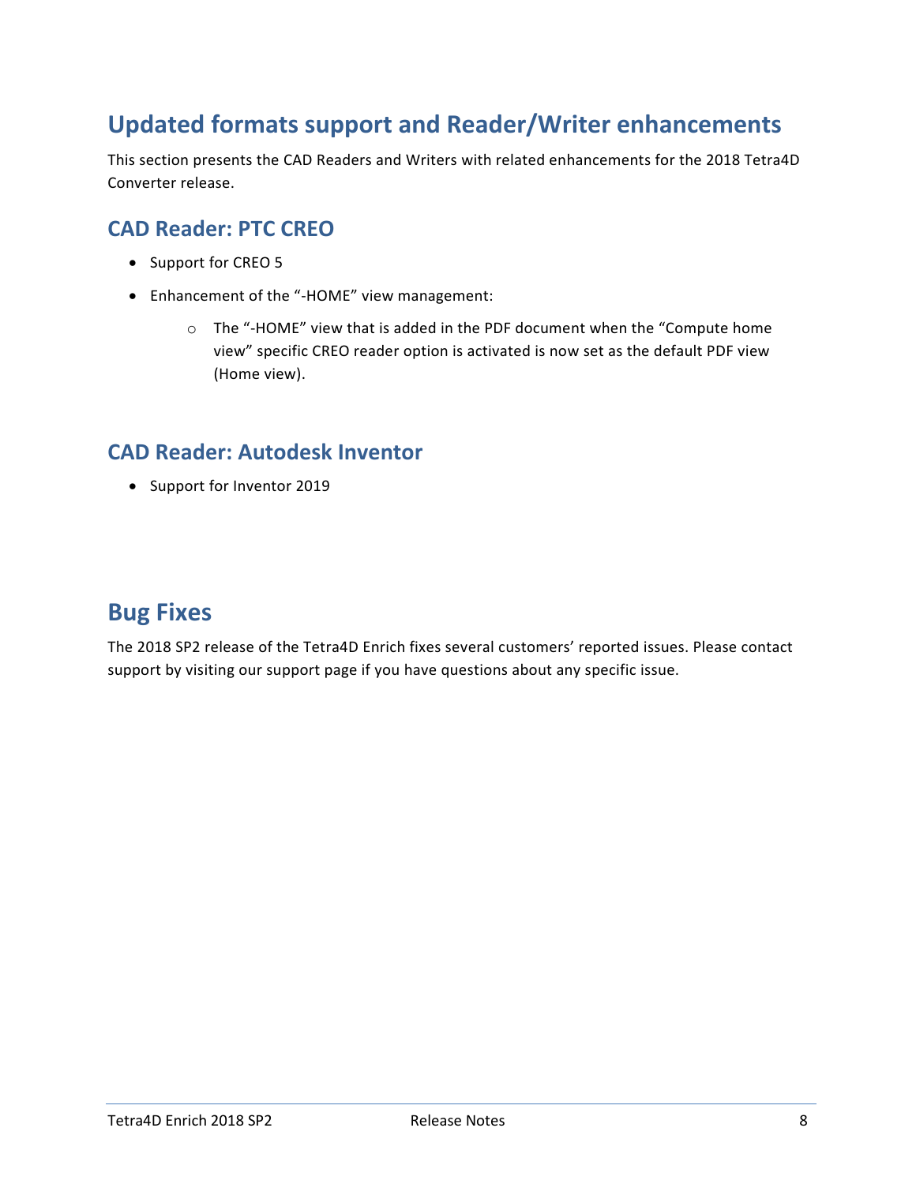## Updated formats support and Reader/Writer enhancements

This section presents the CAD Readers and Writers with related enhancements for the 2018 Tetra4D Converter release.

### CAD Reader: PTC CREO

- Support for CREO 5
- Enhancement of the "-HOME" view management:
  - The "-HOME" view that is added in the PDF document when the "Compute home view" specific CREO reader option is activated is now set as the default PDF view (Home view).

### CAD Reader: Autodesk Inventor

- Support for Inventor 2019

## Bug Fixes

The 2018 SP2 release of the Tetra4D Enrich fixes several customers' reported issues. Please contact support by visiting our support page if you have questions about any specific issue.